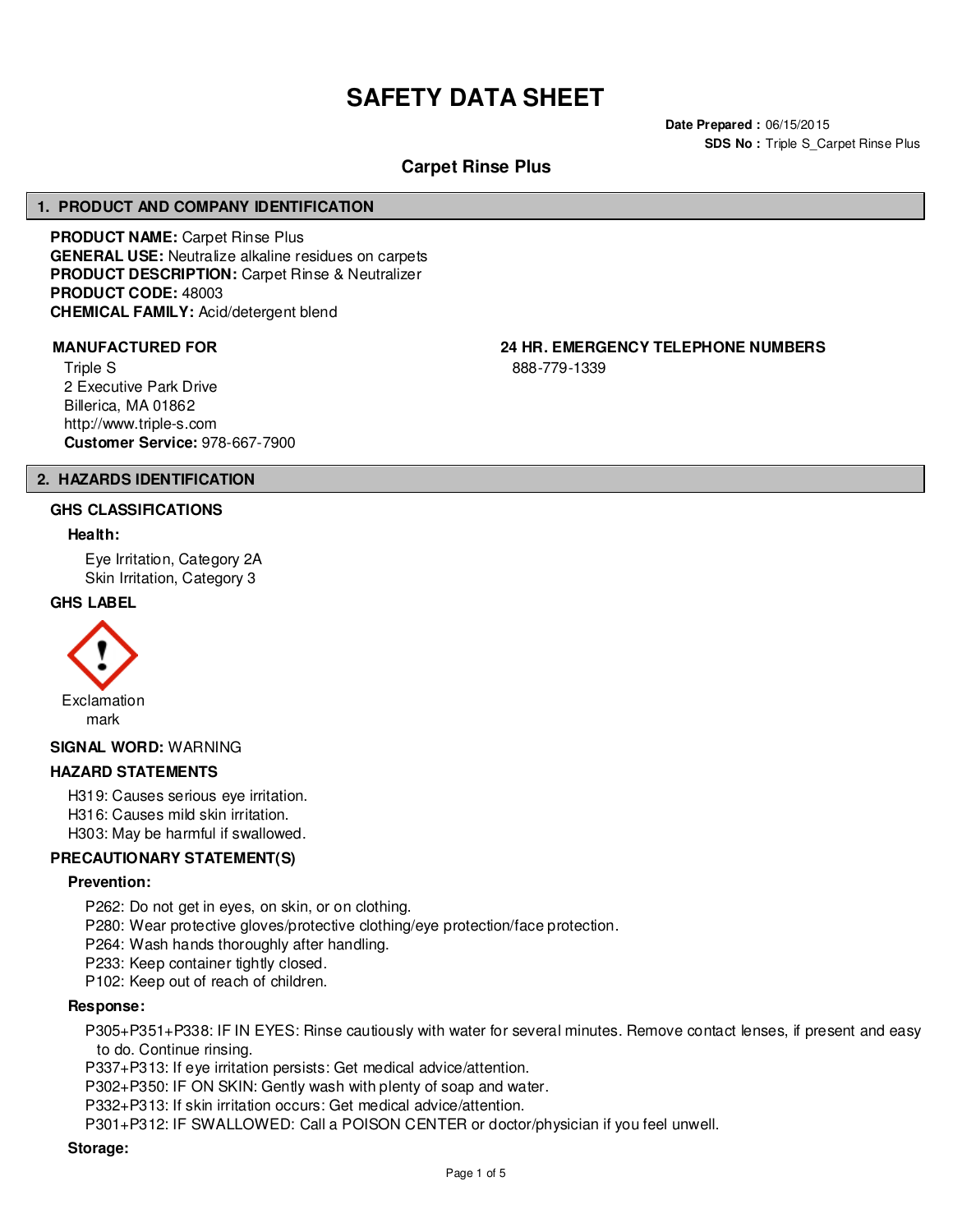# SAFETY DATA SHEET

**Date Prepared :** 06/15/2015
**SDS No :** Triple S_Carpet Rinse Plus

## Carpet Rinse Plus

## 1. PRODUCT AND COMPANY IDENTIFICATION

**PRODUCT NAME:** Carpet Rinse Plus
**GENERAL USE:** Neutralize alkaline residues on carpets
**PRODUCT DESCRIPTION:** Carpet Rinse & Neutralizer
**PRODUCT CODE:** 48003
**CHEMICAL FAMILY:** Acid/detergent blend

**MANUFACTURED FOR**

Triple S
2 Executive Park Drive
Billerica, MA 01862
http://www.triple-s.com
**Customer Service:** 978-667-7900

**24 HR. EMERGENCY TELEPHONE NUMBERS**

888-779-1339

## 2. HAZARDS IDENTIFICATION

### GHS CLASSIFICATIONS

**Health:**

Eye Irritation, Category 2A
Skin Irritation, Category 3

### GHS LABEL

Exclamation mark

**SIGNAL WORD:** WARNING

### HAZARD STATEMENTS

H319: Causes serious eye irritation.
H316: Causes mild skin irritation.
H303: May be harmful if swallowed.

### PRECAUTIONARY STATEMENT(S)

**Prevention:**

P262: Do not get in eyes, on skin, or on clothing.
P280: Wear protective gloves/protective clothing/eye protection/face protection.
P264: Wash hands thoroughly after handling.
P233: Keep container tightly closed.
P102: Keep out of reach of children.

**Response:**

P305+P351+P338: IF IN EYES: Rinse cautiously with water for several minutes. Remove contact lenses, if present and easy to do. Continue rinsing.
P337+P313: If eye irritation persists: Get medical advice/attention.
P302+P350: IF ON SKIN: Gently wash with plenty of soap and water.
P332+P313: If skin irritation occurs: Get medical advice/attention.
P301+P312: IF SWALLOWED: Call a POISON CENTER or doctor/physician if you feel unwell.

**Storage:**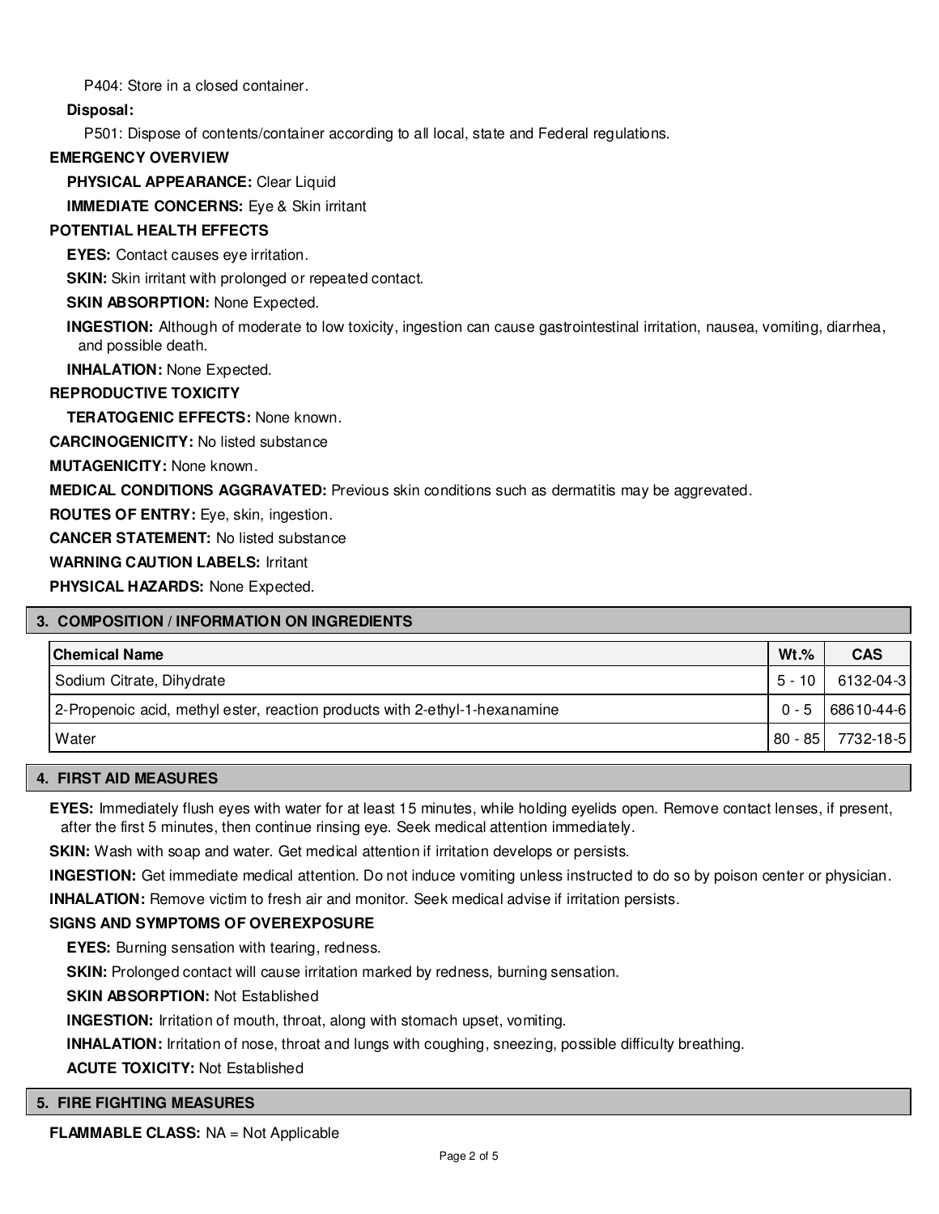P404: Store in a closed container.

**Disposal:**

P501: Dispose of contents/container according to all local, state and Federal regulations.

**EMERGENCY OVERVIEW**

**PHYSICAL APPEARANCE:** Clear Liquid

**IMMEDIATE CONCERNS:** Eye & Skin irritant

**POTENTIAL HEALTH EFFECTS**

**EYES:** Contact causes eye irritation.

**SKIN:** Skin irritant with prolonged or repeated contact.

**SKIN ABSORPTION:** None Expected.

**INGESTION:** Although of moderate to low toxicity, ingestion can cause gastrointestinal irritation, nausea, vomiting, diarrhea, and possible death.

**INHALATION:** None Expected.

**REPRODUCTIVE TOXICITY**

**TERATOGENIC EFFECTS:** None known.

**CARCINOGENICITY:** No listed substance

**MUTAGENICITY:** None known.

**MEDICAL CONDITIONS AGGRAVATED:** Previous skin conditions such as dermatitis may be aggrevated.

**ROUTES OF ENTRY:** Eye, skin, ingestion.

**CANCER STATEMENT:** No listed substance

**WARNING CAUTION LABELS:** Irritant

**PHYSICAL HAZARDS:** None Expected.

## 3. COMPOSITION / INFORMATION ON INGREDIENTS

| Chemical Name | Wt.% | CAS |
|---|---|---|
| Sodium Citrate, Dihydrate | 5 - 10 | 6132-04-3 |
| 2-Propenoic acid, methyl ester, reaction products with 2-ethyl-1-hexanamine | 0 - 5 | 68610-44-6 |
| Water | 80 - 85 | 7732-18-5 |

## 4. FIRST AID MEASURES

**EYES:** Immediately flush eyes with water for at least 15 minutes, while holding eyelids open. Remove contact lenses, if present, after the first 5 minutes, then continue rinsing eye. Seek medical attention immediately.

**SKIN:** Wash with soap and water. Get medical attention if irritation develops or persists.

**INGESTION:** Get immediate medical attention. Do not induce vomiting unless instructed to do so by poison center or physician.

**INHALATION:** Remove victim to fresh air and monitor. Seek medical advise if irritation persists.

**SIGNS AND SYMPTOMS OF OVEREXPOSURE**

**EYES:** Burning sensation with tearing, redness.

**SKIN:** Prolonged contact will cause irritation marked by redness, burning sensation.

**SKIN ABSORPTION:** Not Established

**INGESTION:** Irritation of mouth, throat, along with stomach upset, vomiting.

**INHALATION:** Irritation of nose, throat and lungs with coughing, sneezing, possible difficulty breathing.

**ACUTE TOXICITY:** Not Established

## 5. FIRE FIGHTING MEASURES

**FLAMMABLE CLASS:** NA = Not Applicable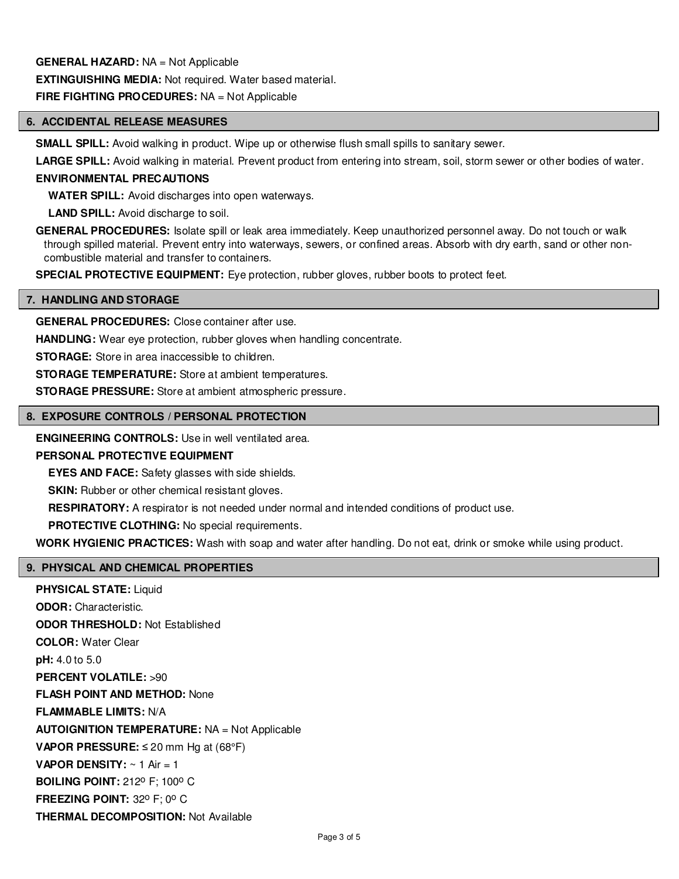**GENERAL HAZARD:** NA = Not Applicable

**EXTINGUISHING MEDIA:** Not required. Water based material.

**FIRE FIGHTING PROCEDURES:** NA = Not Applicable

## 6. ACCIDENTAL RELEASE MEASURES

**SMALL SPILL:** Avoid walking in product. Wipe up or otherwise flush small spills to sanitary sewer.

**LARGE SPILL:** Avoid walking in material. Prevent product from entering into stream, soil, storm sewer or other bodies of water.

**ENVIRONMENTAL PRECAUTIONS**

**WATER SPILL:** Avoid discharges into open waterways.

**LAND SPILL:** Avoid discharge to soil.

**GENERAL PROCEDURES:** Isolate spill or leak area immediately. Keep unauthorized personnel away. Do not touch or walk through spilled material. Prevent entry into waterways, sewers, or confined areas. Absorb with dry earth, sand or other non-combustible material and transfer to containers.

**SPECIAL PROTECTIVE EQUIPMENT:** Eye protection, rubber gloves, rubber boots to protect feet.

## 7. HANDLING AND STORAGE

**GENERAL PROCEDURES:** Close container after use.

**HANDLING:** Wear eye protection, rubber gloves when handling concentrate.

**STORAGE:** Store in area inaccessible to children.

**STORAGE TEMPERATURE:** Store at ambient temperatures.

**STORAGE PRESSURE:** Store at ambient atmospheric pressure.

## 8. EXPOSURE CONTROLS / PERSONAL PROTECTION

**ENGINEERING CONTROLS:** Use in well ventilated area.

**PERSONAL PROTECTIVE EQUIPMENT**

**EYES AND FACE:** Safety glasses with side shields.

**SKIN:** Rubber or other chemical resistant gloves.

**RESPIRATORY:** A respirator is not needed under normal and intended conditions of product use.

**PROTECTIVE CLOTHING:** No special requirements.

**WORK HYGIENIC PRACTICES:** Wash with soap and water after handling. Do not eat, drink or smoke while using product.

## 9. PHYSICAL AND CHEMICAL PROPERTIES

**PHYSICAL STATE:** Liquid

**ODOR:** Characteristic.

**ODOR THRESHOLD:** Not Established

**COLOR:** Water Clear

**pH:** 4.0 to 5.0

**PERCENT VOLATILE:** >90

**FLASH POINT AND METHOD:** None

**FLAMMABLE LIMITS:** N/A

**AUTOIGNITION TEMPERATURE:** NA = Not Applicable

**VAPOR PRESSURE:** ≤ 20 mm Hg at (68°F)

**VAPOR DENSITY:** ~ 1 Air = 1

**BOILING POINT:** 212º F; 100º C

**FREEZING POINT:** 32º F; 0º C

**THERMAL DECOMPOSITION:** Not Available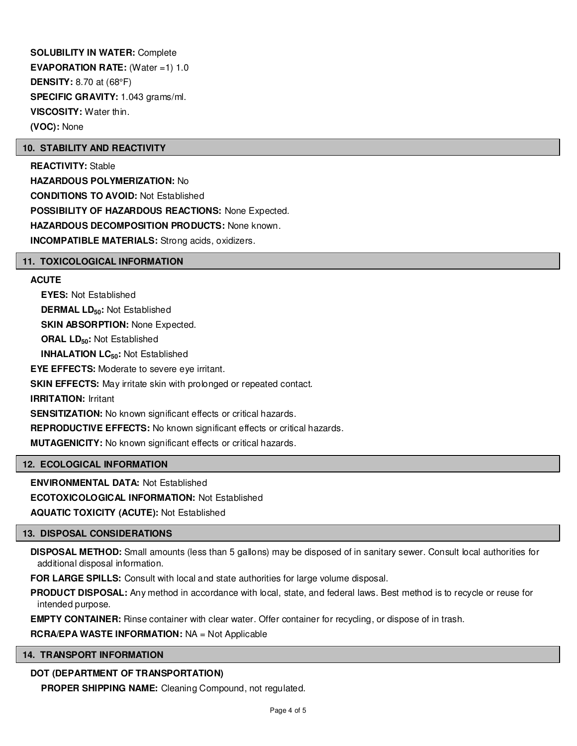**SOLUBILITY IN WATER:** Complete

**EVAPORATION RATE:** (Water =1) 1.0

**DENSITY:** 8.70 at (68°F)

**SPECIFIC GRAVITY:** 1.043 grams/ml.

**VISCOSITY:** Water thin.

**(VOC):** None

## 10. STABILITY AND REACTIVITY

**REACTIVITY:** Stable

**HAZARDOUS POLYMERIZATION:** No

**CONDITIONS TO AVOID:** Not Established

**POSSIBILITY OF HAZARDOUS REACTIONS:** None Expected.

**HAZARDOUS DECOMPOSITION PRODUCTS:** None known.

**INCOMPATIBLE MATERIALS:** Strong acids, oxidizers.

## 11. TOXICOLOGICAL INFORMATION

**ACUTE**

**EYES:** Not Established

**DERMAL $LD_{50}$:** Not Established

**SKIN ABSORPTION:** None Expected.

**ORAL $LD_{50}$:** Not Established

**INHALATION $LC_{50}$:** Not Established

**EYE EFFECTS:** Moderate to severe eye irritant.

**SKIN EFFECTS:** May irritate skin with prolonged or repeated contact.

**IRRITATION:** Irritant

**SENSITIZATION:** No known significant effects or critical hazards.

**REPRODUCTIVE EFFECTS:** No known significant effects or critical hazards.

**MUTAGENICITY:** No known significant effects or critical hazards.

## 12. ECOLOGICAL INFORMATION

**ENVIRONMENTAL DATA:** Not Established

**ECOTOXICOLOGICAL INFORMATION:** Not Established

**AQUATIC TOXICITY (ACUTE):** Not Established

## 13. DISPOSAL CONSIDERATIONS

**DISPOSAL METHOD:** Small amounts (less than 5 gallons) may be disposed of in sanitary sewer. Consult local authorities for additional disposal information.

**FOR LARGE SPILLS:** Consult with local and state authorities for large volume disposal.

**PRODUCT DISPOSAL:** Any method in accordance with local, state, and federal laws. Best method is to recycle or reuse for intended purpose.

**EMPTY CONTAINER:** Rinse container with clear water. Offer container for recycling, or dispose of in trash.

**RCRA/EPA WASTE INFORMATION:** NA = Not Applicable

## 14. TRANSPORT INFORMATION

**DOT (DEPARTMENT OF TRANSPORTATION)**

**PROPER SHIPPING NAME:** Cleaning Compound, not regulated.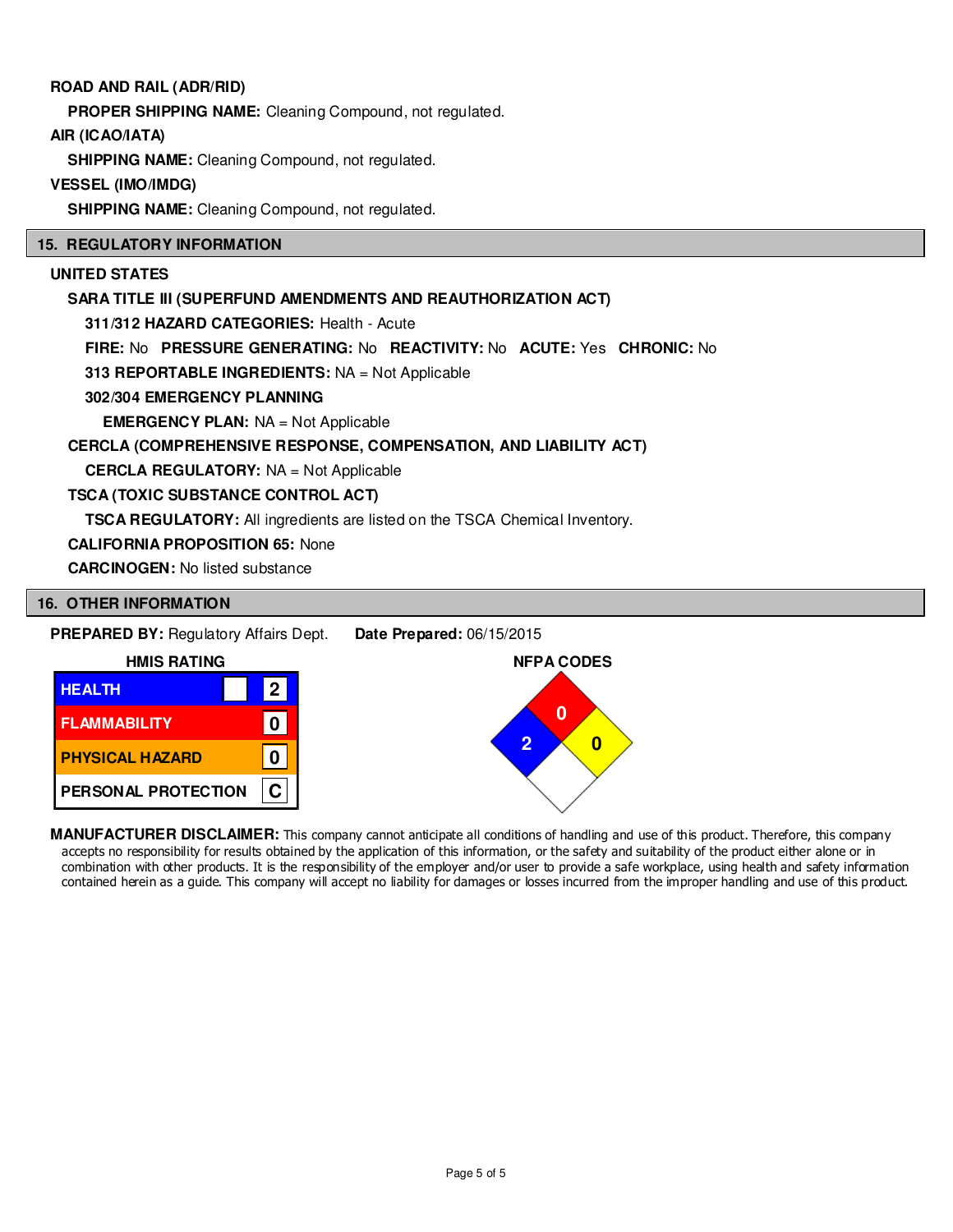**ROAD AND RAIL (ADR/RID)**

**PROPER SHIPPING NAME:** Cleaning Compound, not regulated.

**AIR (ICAO/IATA)**

**SHIPPING NAME:** Cleaning Compound, not regulated.

**VESSEL (IMO/IMDG)**

**SHIPPING NAME:** Cleaning Compound, not regulated.

## 15. REGULATORY INFORMATION

**UNITED STATES**

**SARA TITLE III (SUPERFUND AMENDMENTS AND REAUTHORIZATION ACT)**

**311/312 HAZARD CATEGORIES:** Health - Acute

**FIRE:** No **PRESSURE GENERATING:** No **REACTIVITY:** No **ACUTE:** Yes **CHRONIC:** No

**313 REPORTABLE INGREDIENTS:** NA = Not Applicable

**302/304 EMERGENCY PLANNING**

**EMERGENCY PLAN:** NA = Not Applicable

**CERCLA (COMPREHENSIVE RESPONSE, COMPENSATION, AND LIABILITY ACT)**

**CERCLA REGULATORY:** NA = Not Applicable

**TSCA (TOXIC SUBSTANCE CONTROL ACT)**

**TSCA REGULATORY:** All ingredients are listed on the TSCA Chemical Inventory.

**CALIFORNIA PROPOSITION 65:** None

**CARCINOGEN:** No listed substance

## 16. OTHER INFORMATION

**PREPARED BY:** Regulatory Affairs Dept. **Date Prepared:** 06/15/2015

**HMIS RATING**

| | |
|---|---|
| HEALTH | 2 |
| FLAMMABILITY | 0 |
| PHYSICAL HAZARD | 0 |
| PERSONAL PROTECTION | C |

**NFPA CODES**

0

2

0

**MANUFACTURER DISCLAIMER:** This company cannot anticipate all conditions of handling and use of this product. Therefore, this company accepts no responsibility for results obtained by the application of this information, or the safety and suitability of the product either alone or in combination with other products. It is the responsibility of the employer and/or user to provide a safe workplace, using health and safety information contained herein as a guide. This company will accept no liability for damages or losses incurred from the improper handling and use of this product.